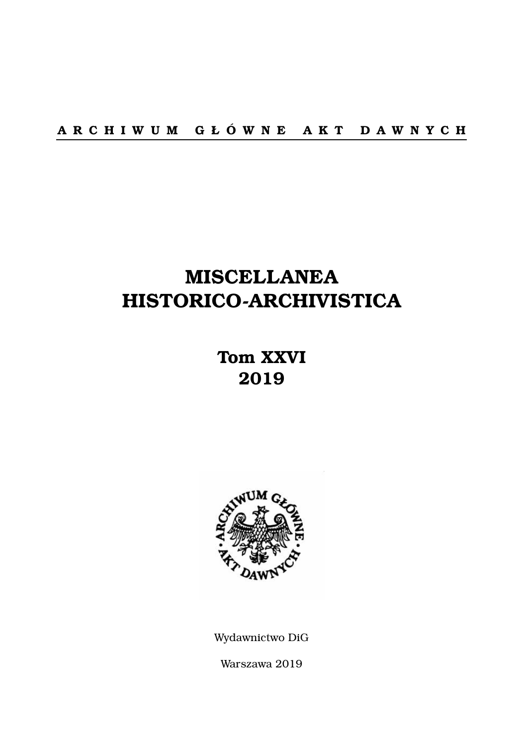ARCHIWUM GŁÓWNE AKT DAWNYCH

# MISCELLANEA HISTORICO-ARCHIVISTICA

## Tom XXVI
## 2019

Wydawnictwo DiG

Warszawa 2019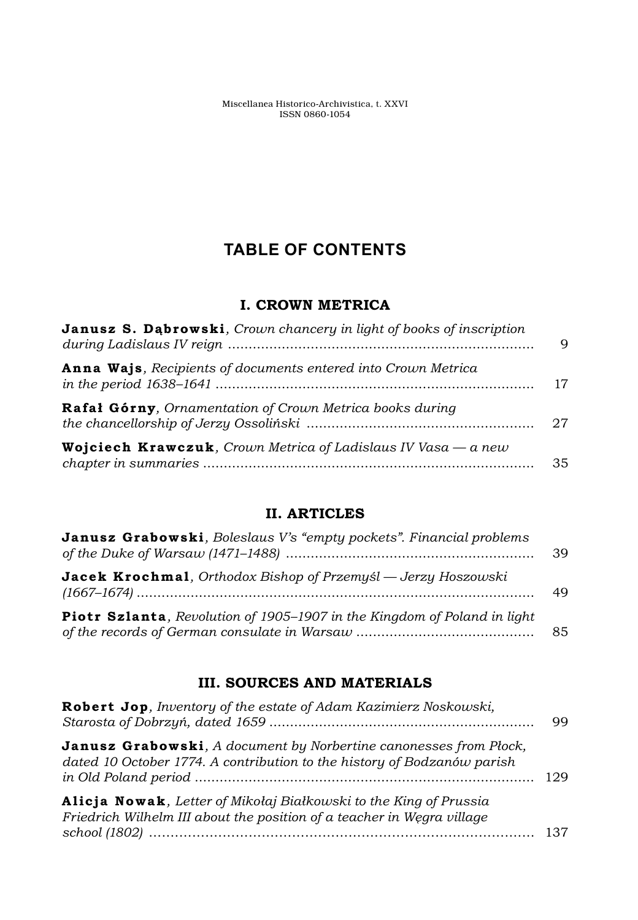# TABLE OF CONTENTS

## I. CROWN METRICA

**Janusz S. Dąbrowski**, *Crown chancery in light of books of inscription during Ladislaus IV reign* ........ 9

**Anna Wajs**, *Recipients of documents entered into Crown Metrica in the period 1638–1641* ........ 17

**Rafał Górny**, *Ornamentation of Crown Metrica books during the chancellorship of Jerzy Ossoliński* ........ 27

**Wojciech Krawczuk**, *Crown Metrica of Ladislaus IV Vasa — a new chapter in summaries* ........ 35

## II. ARTICLES

**Janusz Grabowski**, *Boleslaus V's "empty pockets". Financial problems of the Duke of Warsaw (1471–1488)* ........ 39

**Jacek Krochmal**, *Orthodox Bishop of Przemyśl — Jerzy Hoszowski (1667–1674)* ........ 49

**Piotr Szlanta**, *Revolution of 1905–1907 in the Kingdom of Poland in light of the records of German consulate in Warsaw* ........ 85

## III. SOURCES AND MATERIALS

**Robert Jop**, *Inventory of the estate of Adam Kazimierz Noskowski, Starosta of Dobrzyń, dated 1659* ........ 99

**Janusz Grabowski**, *A document by Norbertine canonesses from Płock, dated 10 October 1774. A contribution to the history of Bodzanów parish in Old Poland period* ........ 129

**Alicja Nowak**, *Letter of Mikołaj Białkowski to the King of Prussia Friedrich Wilhelm III about the position of a teacher in Węgra village school (1802)* ........ 137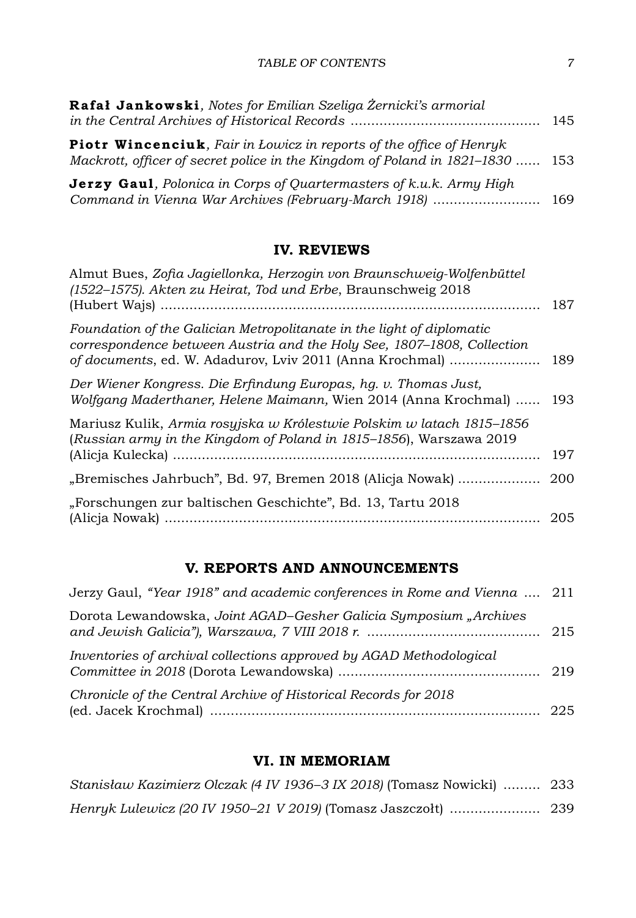**Rafał Jankowski**, *Notes for Emilian Szeliga Żernicki's armorial in the Central Archives of Historical Records* ............................................. 145

**Piotr Wincenciuk**, *Fair in Łowicz in reports of the office of Henryk Mackrott, officer of secret police in the Kingdom of Poland in 1821–1830* ...... 153

**Jerzy Gaul**, *Polonica in Corps of Quartermasters of k.u.k. Army High Command in Vienna War Archives (February-March 1918)* .......................... 169

## IV. REVIEWS

Almut Bues, *Zofia Jagiellonka, Herzogin von Braunschweig-Wolfenbüttel (1522–1575). Akten zu Heirat, Tod und Erbe*, Braunschweig 2018 (Hubert Wajs) ........................................................................................ 187

*Foundation of the Galician Metropolitanate in the light of diplomatic correspondence between Austria and the Holy See, 1807–1808, Collection of documents*, ed. W. Adadurov, Lviv 2011 (Anna Krochmal) ...................... 189

*Der Wiener Kongress. Die Erfindung Europas, hg. v. Thomas Just, Wolfgang Maderthaner, Helene Maimann,* Wien 2014 (Anna Krochmal) ...... 193

Mariusz Kulik, *Armia rosyjska w Królestwie Polskim w latach 1815–1856* (*Russian army in the Kingdom of Poland in 1815–1856*), Warszawa 2019 (Alicja Kulecka) ........................................................................................ 197

„Bremisches Jahrbuch", Bd. 97, Bremen 2018 (Alicja Nowak) .................... 200

„Forschungen zur baltischen Geschichte", Bd. 13, Tartu 2018 (Alicja Nowak) ........................................................................................ 205

## V. REPORTS AND ANNOUNCEMENTS

Jerzy Gaul, *"Year 1918" and academic conferences in Rome and Vienna* .... 211

Dorota Lewandowska, *Joint AGAD–Gesher Galicia Symposium „Archives and Jewish Galicia"), Warszawa, 7 VIII 2018 r.* .......................................... 215

*Inventories of archival collections approved by AGAD Methodological Committee in 2018* (Dorota Lewandowska) ................................................ 219

*Chronicle of the Central Archive of Historical Records for 2018* (ed. Jacek Krochmal) ................................................................................ 225

## VI. IN MEMORIAM

*Stanisław Kazimierz Olczak (4 IV 1936–3 IX 2018)* (Tomasz Nowicki) ......... 233

*Henryk Lulewicz (20 IV 1950–21 V 2019)* (Tomasz Jaszczołt) ...................... 239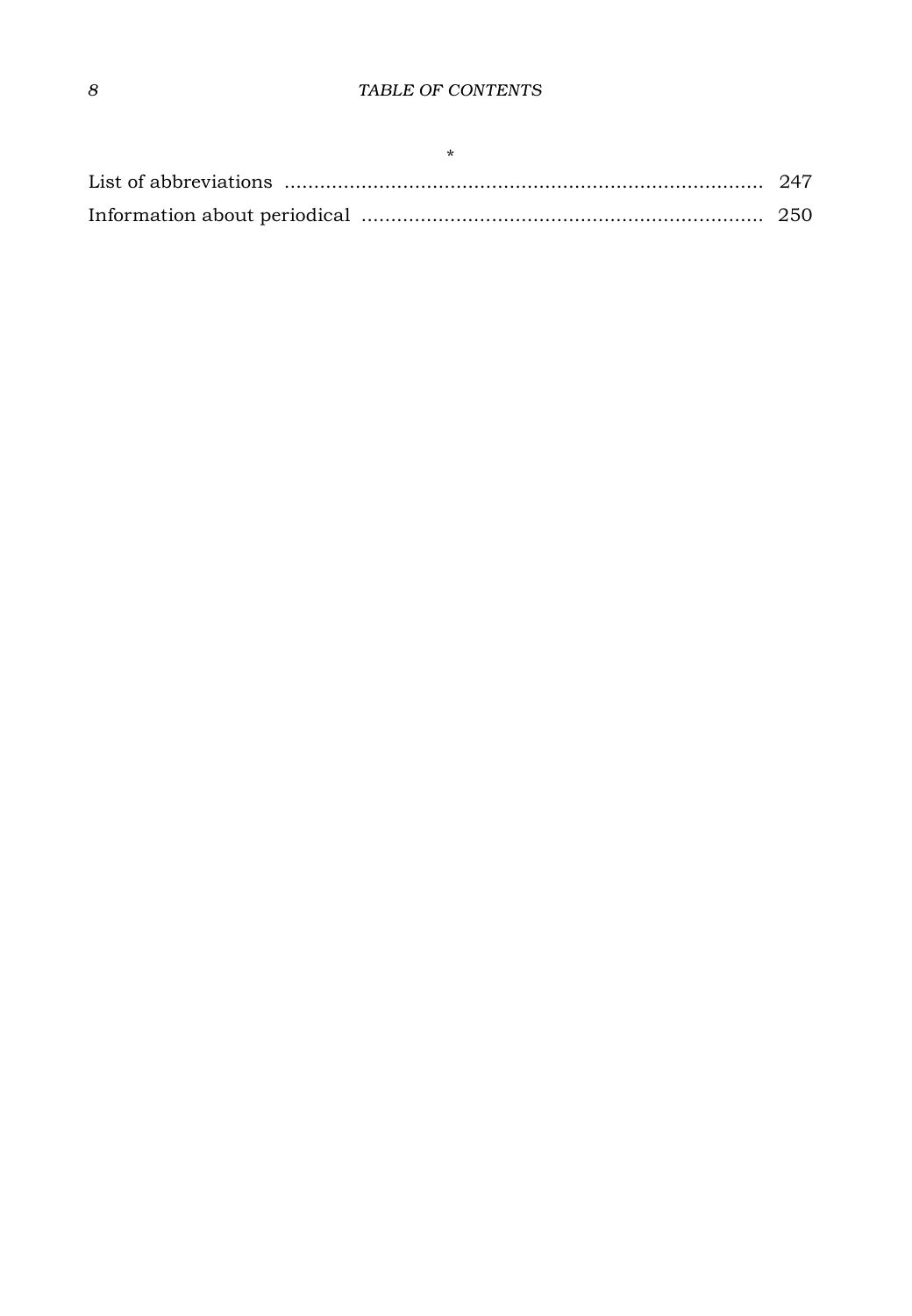*

List of abbreviations ........................................................................... 247

Information about periodical ................................................................ 250